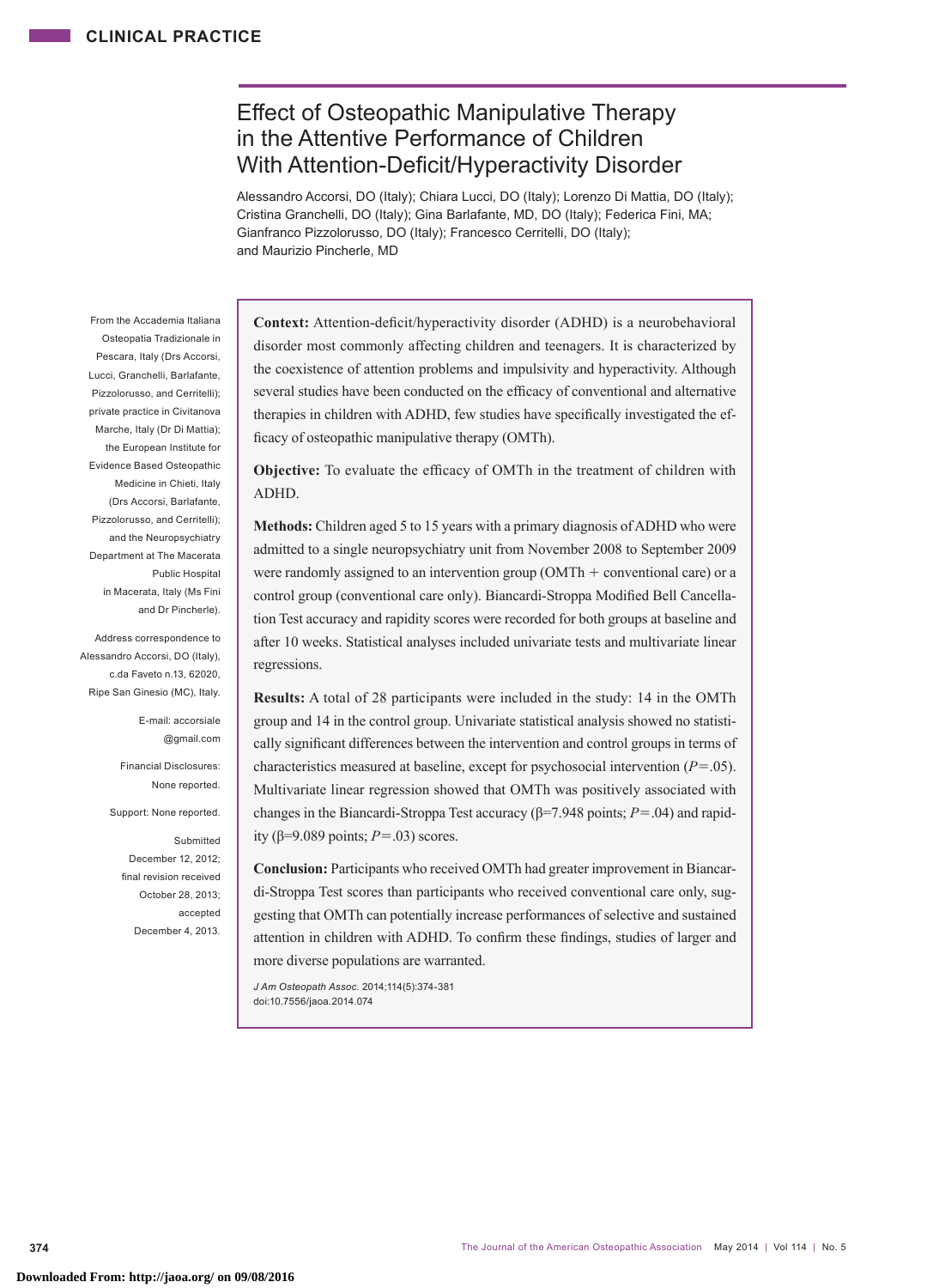CLINICAL PRACTICE

# Effect of Osteopathic Manipulative Therapy in the Attentive Performance of Children With Attention-Deficit/Hyperactivity Disorder

Alessandro Accorsi, DO (Italy); Chiara Lucci, DO (Italy); Lorenzo Di Mattia, DO (Italy); Cristina Granchelli, DO (Italy); Gina Barlafante, MD, DO (Italy); Federica Fini, MA; Gianfranco Pizzolorusso, DO (Italy); Francesco Cerritelli, DO (Italy); and Maurizio Pincherle, MD

From the Accademia Italiana Osteopatia Tradizionale in Pescara, Italy (Drs Accorsi, Lucci, Granchelli, Barlafante, Pizzolorusso, and Cerritelli); private practice in Civitanova Marche, Italy (Dr Di Mattia); the European Institute for Evidence Based Osteopathic Medicine in Chieti, Italy (Drs Accorsi, Barlafante, Pizzolorusso, and Cerritelli); and the Neuropsychiatry Department at The Macerata Public Hospital in Macerata, Italy (Ms Fini and Dr Pincherle).

Address correspondence to Alessandro Accorsi, DO (Italy), c.da Faveto n.13, 62020, Ripe San Ginesio (MC), Italy.

E-mail: accorsiale@gmail.com

Financial Disclosures: None reported.

Support: None reported.

Submitted December 12, 2012; final revision received October 28, 2013; accepted December 4, 2013.

**Context:** Attention-deficit/hyperactivity disorder (ADHD) is a neurobehavioral disorder most commonly affecting children and teenagers. It is characterized by the coexistence of attention problems and impulsivity and hyperactivity. Although several studies have been conducted on the efficacy of conventional and alternative therapies in children with ADHD, few studies have specifically investigated the efficacy of osteopathic manipulative therapy (OMTh).

**Objective:** To evaluate the efficacy of OMTh in the treatment of children with ADHD.

**Methods:** Children aged 5 to 15 years with a primary diagnosis of ADHD who were admitted to a single neuropsychiatry unit from November 2008 to September 2009 were randomly assigned to an intervention group (OMTh + conventional care) or a control group (conventional care only). Biancardi-Stroppa Modified Bell Cancellation Test accuracy and rapidity scores were recorded for both groups at baseline and after 10 weeks. Statistical analyses included univariate tests and multivariate linear regressions.

**Results:** A total of 28 participants were included in the study: 14 in the OMTh group and 14 in the control group. Univariate statistical analysis showed no statistically significant differences between the intervention and control groups in terms of characteristics measured at baseline, except for psychosocial intervention ($P=.05$). Multivariate linear regression showed that OMTh was positively associated with changes in the Biancardi-Stroppa Test accuracy ($\beta$=7.948 points; $P=.04$) and rapidity ($\beta$=9.089 points; $P=.03$) scores.

**Conclusion:** Participants who received OMTh had greater improvement in Biancardi-Stroppa Test scores than participants who received conventional care only, suggesting that OMTh can potentially increase performances of selective and sustained attention in children with ADHD. To confirm these findings, studies of larger and more diverse populations are warranted.

*J Am Osteopath Assoc.* 2014;114(5):374-381
doi:10.7556/jaoa.2014.074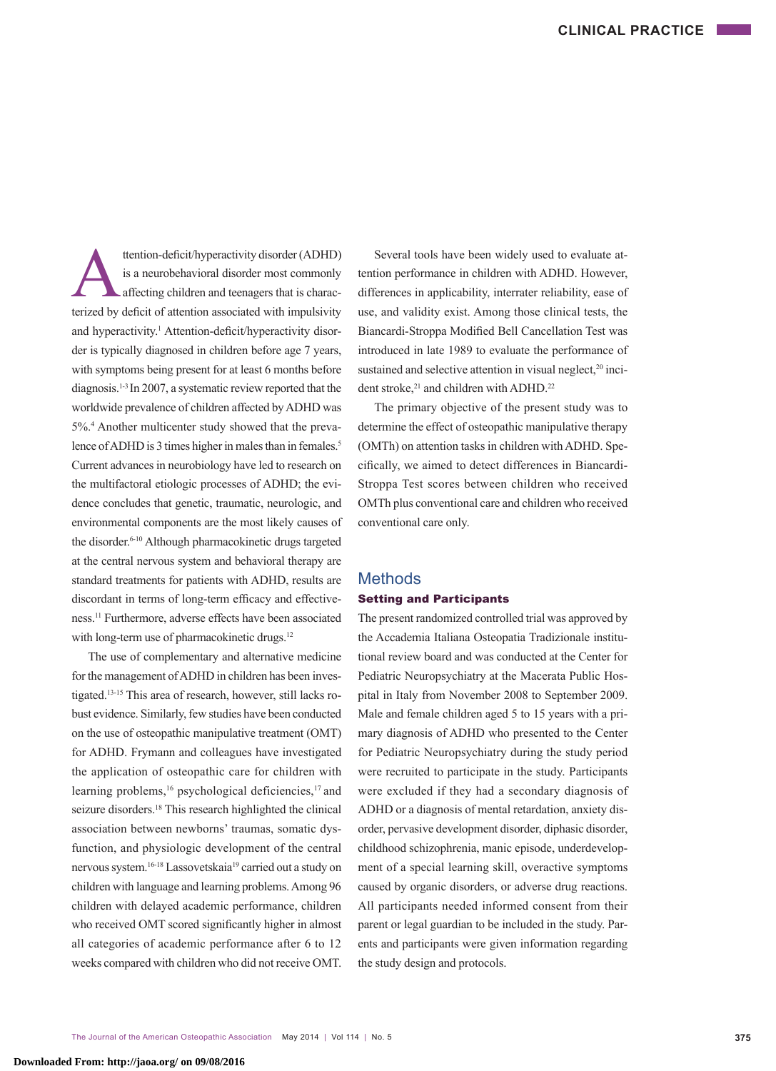Attention-deficit/hyperactivity disorder (ADHD) is a neurobehavioral disorder most commonly affecting children and teenagers that is characterized by deficit of attention associated with impulsivity and hyperactivity.[1] Attention-deficit/hyperactivity disorder is typically diagnosed in children before age 7 years, with symptoms being present for at least 6 months before diagnosis.[1-3] In 2007, a systematic review reported that the worldwide prevalence of children affected by ADHD was 5%.[4] Another multicenter study showed that the prevalence of ADHD is 3 times higher in males than in females.[5] Current advances in neurobiology have led to research on the multifactoral etiologic processes of ADHD; the evidence concludes that genetic, traumatic, neurologic, and environmental components are the most likely causes of the disorder.[6-10] Although pharmacokinetic drugs targeted at the central nervous system and behavioral therapy are standard treatments for patients with ADHD, results are discordant in terms of long-term efficacy and effectiveness.[11] Furthermore, adverse effects have been associated with long-term use of pharmacokinetic drugs.[12]

The use of complementary and alternative medicine for the management of ADHD in children has been investigated.[13-15] This area of research, however, still lacks robust evidence. Similarly, few studies have been conducted on the use of osteopathic manipulative treatment (OMT) for ADHD. Frymann and colleagues have investigated the application of osteopathic care for children with learning problems,[16] psychological deficiencies,[17] and seizure disorders.[18] This research highlighted the clinical association between newborns' traumas, somatic dysfunction, and physiologic development of the central nervous system.[16-18] Lassovetskaia[19] carried out a study on children with language and learning problems. Among 96 children with delayed academic performance, children who received OMT scored significantly higher in almost all categories of academic performance after 6 to 12 weeks compared with children who did not receive OMT.

Several tools have been widely used to evaluate attention performance in children with ADHD. However, differences in applicability, interrater reliability, ease of use, and validity exist. Among those clinical tests, the Biancardi-Stroppa Modified Bell Cancellation Test was introduced in late 1989 to evaluate the performance of sustained and selective attention in visual neglect,[20] incident stroke,[21] and children with ADHD.[22]

The primary objective of the present study was to determine the effect of osteopathic manipulative therapy (OMTh) on attention tasks in children with ADHD. Specifically, we aimed to detect differences in Biancardi-Stroppa Test scores between children who received OMTh plus conventional care and children who received conventional care only.

## Methods

### Setting and Participants

The present randomized controlled trial was approved by the Accademia Italiana Osteopatia Tradizionale institutional review board and was conducted at the Center for Pediatric Neuropsychiatry at the Macerata Public Hospital in Italy from November 2008 to September 2009. Male and female children aged 5 to 15 years with a primary diagnosis of ADHD who presented to the Center for Pediatric Neuropsychiatry during the study period were recruited to participate in the study. Participants were excluded if they had a secondary diagnosis of ADHD or a diagnosis of mental retardation, anxiety disorder, pervasive development disorder, diphasic disorder, childhood schizophrenia, manic episode, underdevelopment of a special learning skill, overactive symptoms caused by organic disorders, or adverse drug reactions. All participants needed informed consent from their parent or legal guardian to be included in the study. Parents and participants were given information regarding the study design and protocols.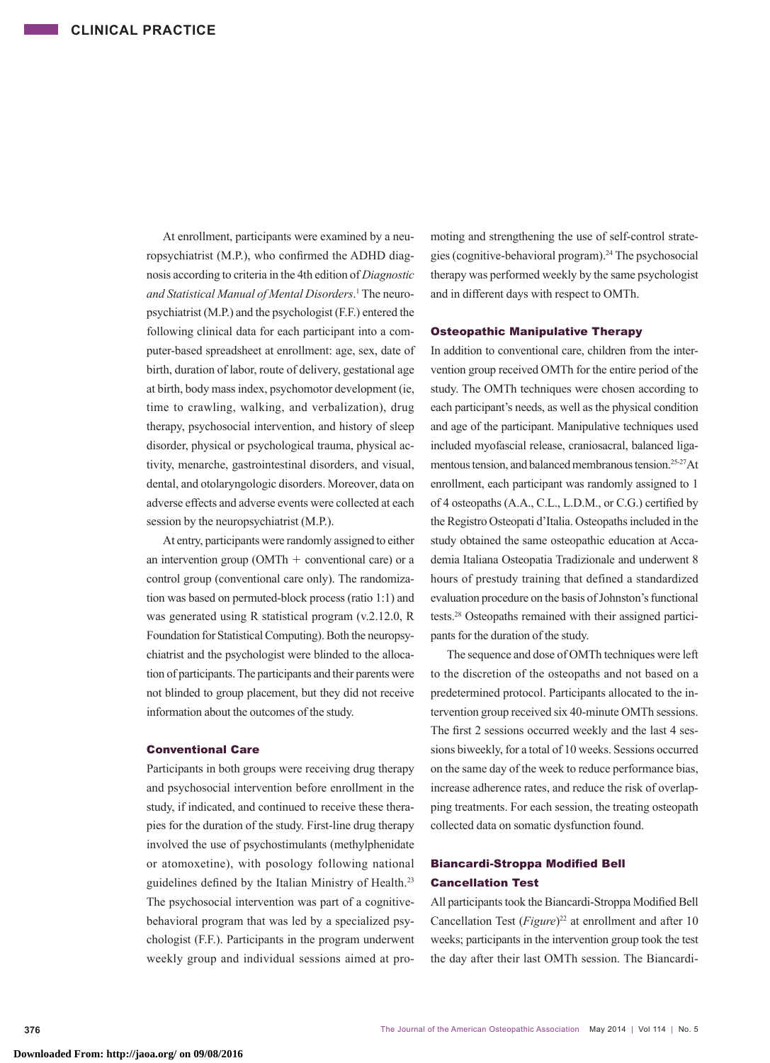At enrollment, participants were examined by a neuropsychiatrist (M.P.), who confirmed the ADHD diagnosis according to criteria in the 4th edition of *Diagnostic and Statistical Manual of Mental Disorders*.[1] The neuropsychiatrist (M.P.) and the psychologist (F.F.) entered the following clinical data for each participant into a computer-based spreadsheet at enrollment: age, sex, date of birth, duration of labor, route of delivery, gestational age at birth, body mass index, psychomotor development (ie, time to crawling, walking, and verbalization), drug therapy, psychosocial intervention, and history of sleep disorder, physical or psychological trauma, physical activity, menarche, gastrointestinal disorders, and visual, dental, and otolaryngologic disorders. Moreover, data on adverse effects and adverse events were collected at each session by the neuropsychiatrist (M.P.).

At entry, participants were randomly assigned to either an intervention group (OMTh + conventional care) or a control group (conventional care only). The randomization was based on permuted-block process (ratio 1:1) and was generated using R statistical program (v.2.12.0, R Foundation for Statistical Computing). Both the neuropsychiatrist and the psychologist were blinded to the allocation of participants. The participants and their parents were not blinded to group placement, but they did not receive information about the outcomes of the study.

### Conventional Care

Participants in both groups were receiving drug therapy and psychosocial intervention before enrollment in the study, if indicated, and continued to receive these therapies for the duration of the study. First-line drug therapy involved the use of psychostimulants (methylphenidate or atomoxetine), with posology following national guidelines defined by the Italian Ministry of Health.[23] The psychosocial intervention was part of a cognitive-behavioral program that was led by a specialized psychologist (F.F.). Participants in the program underwent weekly group and individual sessions aimed at promoting and strengthening the use of self-control strategies (cognitive-behavioral program).[24] The psychosocial therapy was performed weekly by the same psychologist and in different days with respect to OMTh.

### Osteopathic Manipulative Therapy

In addition to conventional care, children from the intervention group received OMTh for the entire period of the study. The OMTh techniques were chosen according to each participant's needs, as well as the physical condition and age of the participant. Manipulative techniques used included myofascial release, craniosacral, balanced ligamentous tension, and balanced membranous tension.[25-27] At enrollment, each participant was randomly assigned to 1 of 4 osteopaths (A.A., C.L., L.D.M., or C.G.) certified by the Registro Osteopati d'Italia. Osteopaths included in the study obtained the same osteopathic education at Accademia Italiana Osteopatia Tradizionale and underwent 8 hours of prestudy training that defined a standardized evaluation procedure on the basis of Johnston's functional tests.[28] Osteopaths remained with their assigned participants for the duration of the study.

The sequence and dose of OMTh techniques were left to the discretion of the osteopaths and not based on a predetermined protocol. Participants allocated to the intervention group received six 40-minute OMTh sessions. The first 2 sessions occurred weekly and the last 4 sessions biweekly, for a total of 10 weeks. Sessions occurred on the same day of the week to reduce performance bias, increase adherence rates, and reduce the risk of overlapping treatments. For each session, the treating osteopath collected data on somatic dysfunction found.

### Biancardi-Stroppa Modified Bell Cancellation Test

All participants took the Biancardi-Stroppa Modified Bell Cancellation Test (*Figure*)[22] at enrollment and after 10 weeks; participants in the intervention group took the test the day after their last OMTh session. The Biancardi-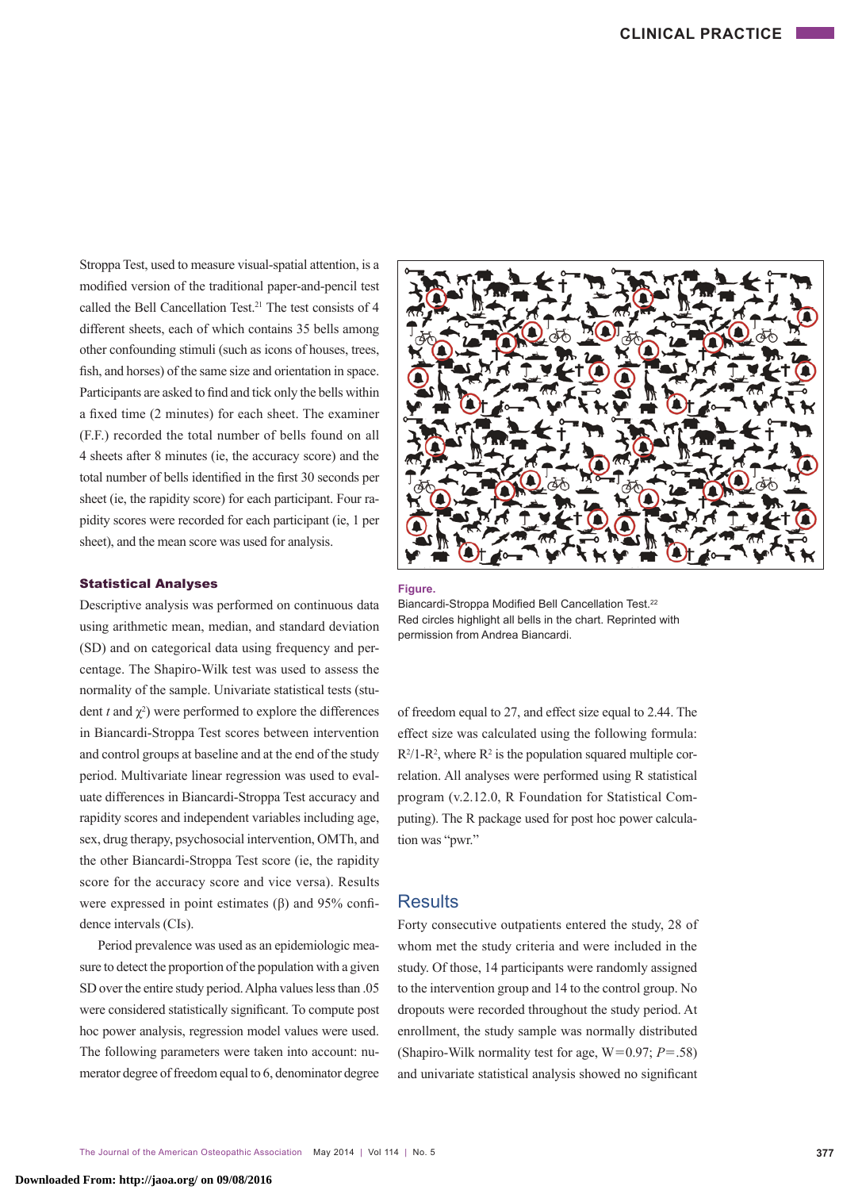Stroppa Test, used to measure visual-spatial attention, is a modified version of the traditional paper-and-pencil test called the Bell Cancellation Test.[21] The test consists of 4 different sheets, each of which contains 35 bells among other confounding stimuli (such as icons of houses, trees, fish, and horses) of the same size and orientation in space. Participants are asked to find and tick only the bells within a fixed time (2 minutes) for each sheet. The examiner (F.F.) recorded the total number of bells found on all 4 sheets after 8 minutes (ie, the accuracy score) and the total number of bells identified in the first 30 seconds per sheet (ie, the rapidity score) for each participant. Four rapidity scores were recorded for each participant (ie, 1 per sheet), and the mean score was used for analysis.

### Statistical Analyses

Descriptive analysis was performed on continuous data using arithmetic mean, median, and standard deviation (SD) and on categorical data using frequency and percentage. The Shapiro-Wilk test was used to assess the normality of the sample. Univariate statistical tests (student *t* and $\chi^2$) were performed to explore the differences in Biancardi-Stroppa Test scores between intervention and control groups at baseline and at the end of the study period. Multivariate linear regression was used to evaluate differences in Biancardi-Stroppa Test accuracy and rapidity scores and independent variables including age, sex, drug therapy, psychosocial intervention, OMTh, and the other Biancardi-Stroppa Test score (ie, the rapidity score for the accuracy score and vice versa). Results were expressed in point estimates (β) and 95% confidence intervals (CIs).

Period prevalence was used as an epidemiologic measure to detect the proportion of the population with a given SD over the entire study period. Alpha values less than .05 were considered statistically significant. To compute post hoc power analysis, regression model values were used. The following parameters were taken into account: numerator degree of freedom equal to 6, denominator degree of freedom equal to 27, and effect size equal to 2.44. The effect size was calculated using the following formula: $R^2/1\text{-}R^2$, where $R^2$ is the population squared multiple correlation. All analyses were performed using R statistical program (v.2.12.0, R Foundation for Statistical Computing). The R package used for post hoc power calculation was "pwr."

**Figure.**
Biancardi-Stroppa Modified Bell Cancellation Test.[22]
Red circles highlight all bells in the chart. Reprinted with permission from Andrea Biancardi.

## Results

Forty consecutive outpatients entered the study, 28 of whom met the study criteria and were included in the study. Of those, 14 participants were randomly assigned to the intervention group and 14 to the control group. No dropouts were recorded throughout the study period. At enrollment, the study sample was normally distributed (Shapiro-Wilk normality test for age, W=0.97; *P*=.58) and univariate statistical analysis showed no significant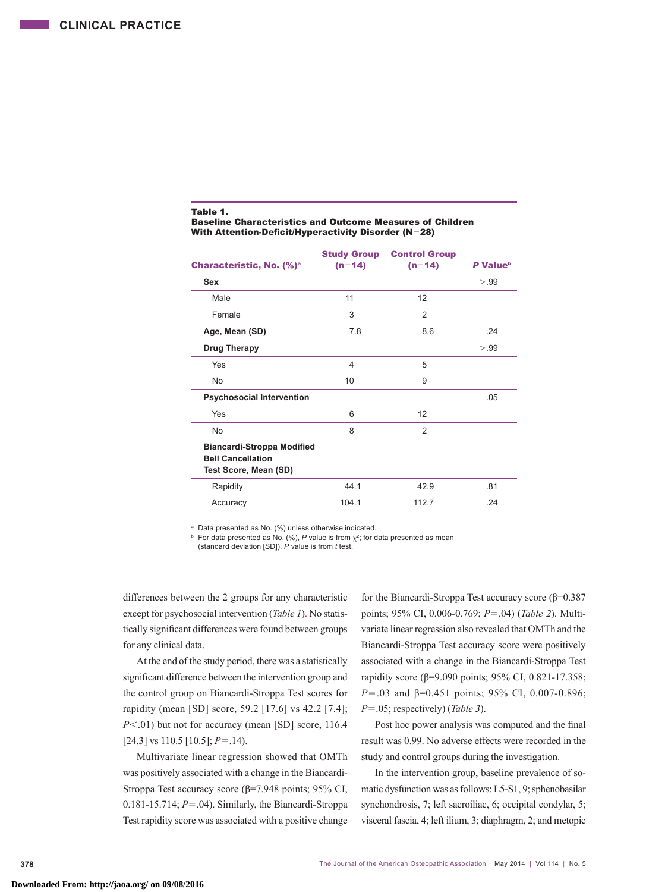**Table 1.**
**Baseline Characteristics and Outcome Measures of Children With Attention-Deficit/Hyperactivity Disorder (N=28)**

| Characteristic, No. (%)[a] | Study Group (n=14) | Control Group (n=14) | P Value[b] |
|---|---|---|---|
| **Sex** | | | >.99 |
| Male | 11 | 12 | |
| Female | 3 | 2 | |
| **Age, Mean (SD)** | 7.8 | 8.6 | .24 |
| **Drug Therapy** | | | >.99 |
| Yes | 4 | 5 | |
| No | 10 | 9 | |
| **Psychosocial Intervention** | | | .05 |
| Yes | 6 | 12 | |
| No | 8 | 2 | |
| **Biancardi-Stroppa Modified Bell Cancellation Test Score, Mean (SD)** | | | |
| Rapidity | 44.1 | 42.9 | .81 |
| Accuracy | 104.1 | 112.7 | .24 |

[a] Data presented as No. (%) unless otherwise indicated.
[b] For data presented as No. (%), *P* value is from $\chi^2$; for data presented as mean (standard deviation [SD]), *P* value is from *t* test.

differences between the 2 groups for any characteristic except for psychosocial intervention (*Table 1*). No statistically significant differences were found between groups for any clinical data.

At the end of the study period, there was a statistically significant difference between the intervention group and the control group on Biancardi-Stroppa Test scores for rapidity (mean [SD] score, 59.2 [17.6] vs 42.2 [7.4]; $P<.01$) but not for accuracy (mean [SD] score, 116.4 [24.3] vs 110.5 [10.5]; $P=.14$).

Multivariate linear regression showed that OMTh was positively associated with a change in the Biancardi-Stroppa Test accuracy score ($\beta$=7.948 points; 95% CI, 0.181-15.714; $P=.04$). Similarly, the Biancardi-Stroppa Test rapidity score was associated with a positive change for the Biancardi-Stroppa Test accuracy score ($\beta$=0.387 points; 95% CI, 0.006-0.769; $P=.04$) (*Table 2*). Multivariate linear regression also revealed that OMTh and the Biancardi-Stroppa Test accuracy score were positively associated with a change in the Biancardi-Stroppa Test rapidity score ($\beta$=9.090 points; 95% CI, 0.821-17.358; $P=.03$ and $\beta$=0.451 points; 95% CI, 0.007-0.896; $P=.05$; respectively) (*Table 3*).

Post hoc power analysis was computed and the final result was 0.99. No adverse effects were recorded in the study and control groups during the investigation.

In the intervention group, baseline prevalence of somatic dysfunction was as follows: L5-S1, 9; sphenobasilar synchondrosis, 7; left sacroiliac, 6; occipital condylar, 5; visceral fascia, 4; left ilium, 3; diaphragm, 2; and metopic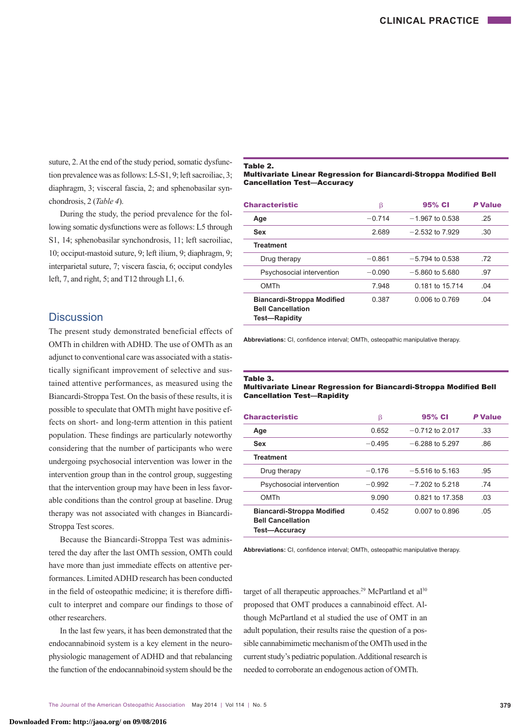suture, 2. At the end of the study period, somatic dysfunction prevalence was as follows: L5-S1, 9; left sacroiliac, 3; diaphragm, 3; visceral fascia, 2; and sphenobasilar synchondrosis, 2 (*Table 4*).

During the study, the period prevalence for the following somatic dysfunctions were as follows: L5 through S1, 14; sphenobasilar synchondrosis, 11; left sacroiliac, 10; occiput-mastoid suture, 9; left ilium, 9; diaphragm, 9; interparietal suture, 7; viscera fascia, 6; occiput condyles left, 7, and right, 5; and T12 through L1, 6.

## Discussion

The present study demonstrated beneficial effects of OMTh in children with ADHD. The use of OMTh as an adjunct to conventional care was associated with a statistically significant improvement of selective and sustained attentive performances, as measured using the Biancardi-Stroppa Test. On the basis of these results, it is possible to speculate that OMTh might have positive effects on short- and long-term attention in this patient population. These findings are particularly noteworthy considering that the number of participants who were undergoing psychosocial intervention was lower in the intervention group than in the control group, suggesting that the intervention group may have been in less favorable conditions than the control group at baseline. Drug therapy was not associated with changes in Biancardi-Stroppa Test scores.

Because the Biancardi-Stroppa Test was administered the day after the last OMTh session, OMTh could have more than just immediate effects on attentive performances. Limited ADHD research has been conducted in the field of osteopathic medicine; it is therefore difficult to interpret and compare our findings to those of other researchers.

In the last few years, it has been demonstrated that the endocannabinoid system is a key element in the neurophysiologic management of ADHD and that rebalancing the function of the endocannabinoid system should be the target of all therapeutic approaches.[29] McPartland et al[30] proposed that OMT produces a cannabinoid effect. Although McPartland et al studied the use of OMT in an adult population, their results raise the question of a possible cannabimimetic mechanism of the OMTh used in the current study's pediatric population. Additional research is needed to corroborate an endogenous action of OMTh.

**Table 2.**
**Multivariate Linear Regression for Biancardi-Stroppa Modified Bell Cancellation Test—Accuracy**

| Characteristic | β | 95% CI | *P* Value |
|---|---|---|---|
| **Age** | −0.714 | −1.967 to 0.538 | .25 |
| **Sex** | 2.689 | −2.532 to 7.929 | .30 |
| **Treatment** | | | |
| Drug therapy | −0.861 | −5.794 to 0.538 | .72 |
| Psychosocial intervention | −0.090 | −5.860 to 5.680 | .97 |
| OMTh | 7.948 | 0.181 to 15.714 | .04 |
| **Biancardi-Stroppa Modified Bell Cancellation Test—Rapidity** | 0.387 | 0.006 to 0.769 | .04 |

**Abbreviations:** CI, confidence interval; OMTh, osteopathic manipulative therapy.

**Table 3.**
**Multivariate Linear Regression for Biancardi-Stroppa Modified Bell Cancellation Test—Rapidity**

| Characteristic | β | 95% CI | *P* Value |
|---|---|---|---|
| **Age** | 0.652 | −0.712 to 2.017 | .33 |
| **Sex** | −0.495 | −6.288 to 5.297 | .86 |
| **Treatment** | | | |
| Drug therapy | −0.176 | −5.516 to 5.163 | .95 |
| Psychosocial intervention | −0.992 | −7.202 to 5.218 | .74 |
| OMTh | 9.090 | 0.821 to 17.358 | .03 |
| **Biancardi-Stroppa Modified Bell Cancellation Test—Accuracy** | 0.452 | 0.007 to 0.896 | .05 |

**Abbreviations:** CI, confidence interval; OMTh, osteopathic manipulative therapy.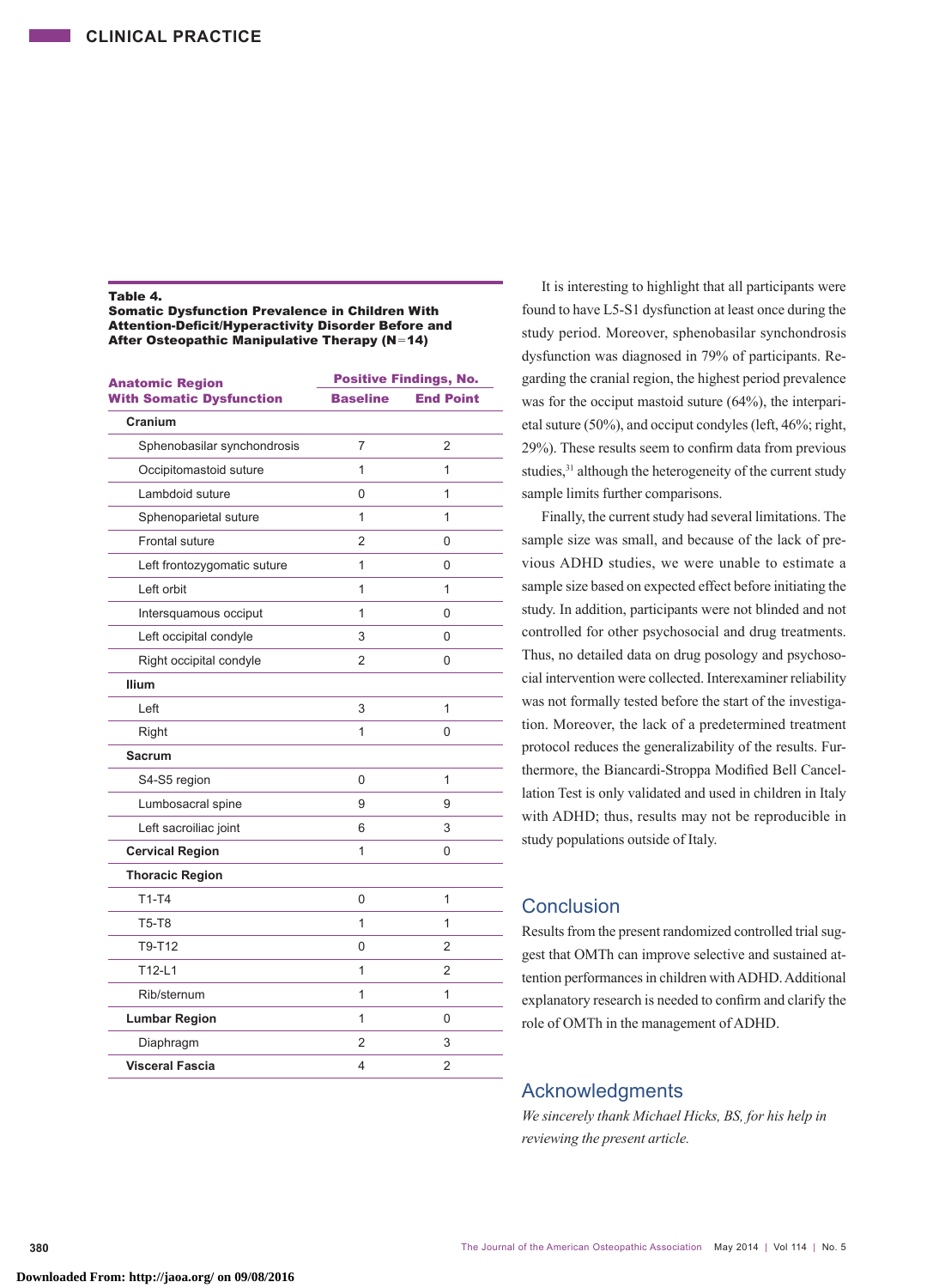**Table 4.**
**Somatic Dysfunction Prevalence in Children With Attention-Deficit/Hyperactivity Disorder Before and After Osteopathic Manipulative Therapy (N=14)**

| Anatomic Region With Somatic Dysfunction | Positive Findings, No. | |
|---|---|---|
| | Baseline | End Point |
| **Cranium** | | |
| Sphenobasilar synchondrosis | 7 | 2 |
| Occipitomastoid suture | 1 | 1 |
| Lambdoid suture | 0 | 1 |
| Sphenoparietal suture | 1 | 1 |
| Frontal suture | 2 | 0 |
| Left frontozygomatic suture | 1 | 0 |
| Left orbit | 1 | 1 |
| Intersquamous occiput | 1 | 0 |
| Left occipital condyle | 3 | 0 |
| Right occipital condyle | 2 | 0 |
| **Ilium** | | |
| Left | 3 | 1 |
| Right | 1 | 0 |
| **Sacrum** | | |
| S4-S5 region | 0 | 1 |
| Lumbosacral spine | 9 | 9 |
| Left sacroiliac joint | 6 | 3 |
| **Cervical Region** | 1 | 0 |
| **Thoracic Region** | | |
| T1-T4 | 0 | 1 |
| T5-T8 | 1 | 1 |
| T9-T12 | 0 | 2 |
| T12-L1 | 1 | 2 |
| Rib/sternum | 1 | 1 |
| **Lumbar Region** | 1 | 0 |
| Diaphragm | 2 | 3 |
| **Visceral Fascia** | 4 | 2 |

It is interesting to highlight that all participants were found to have L5-S1 dysfunction at least once during the study period. Moreover, sphenobasilar synchondrosis dysfunction was diagnosed in 79% of participants. Regarding the cranial region, the highest period prevalence was for the occiput mastoid suture (64%), the interparietal suture (50%), and occiput condyles (left, 46%; right, 29%). These results seem to confirm data from previous studies,[31] although the heterogeneity of the current study sample limits further comparisons.

Finally, the current study had several limitations. The sample size was small, and because of the lack of previous ADHD studies, we were unable to estimate a sample size based on expected effect before initiating the study. In addition, participants were not blinded and not controlled for other psychosocial and drug treatments. Thus, no detailed data on drug posology and psychosocial intervention were collected. Interexaminer reliability was not formally tested before the start of the investigation. Moreover, the lack of a predetermined treatment protocol reduces the generalizability of the results. Furthermore, the Biancardi-Stroppa Modified Bell Cancellation Test is only validated and used in children in Italy with ADHD; thus, results may not be reproducible in study populations outside of Italy.

## Conclusion

Results from the present randomized controlled trial suggest that OMTh can improve selective and sustained attention performances in children with ADHD. Additional explanatory research is needed to confirm and clarify the role of OMTh in the management of ADHD.

## Acknowledgments

*We sincerely thank Michael Hicks, BS, for his help in reviewing the present article.*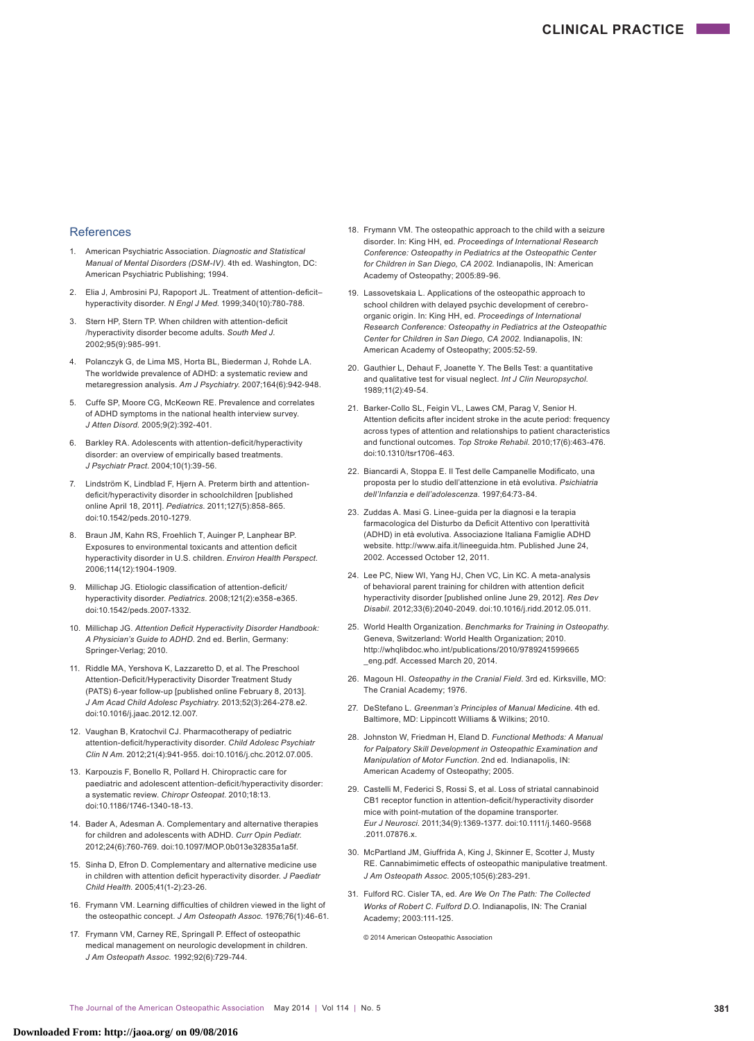## References

1. American Psychiatric Association. *Diagnostic and Statistical Manual of Mental Disorders (DSM-IV)*. 4th ed. Washington, DC: American Psychiatric Publishing; 1994.
2. Elia J, Ambrosini PJ, Rapoport JL. Treatment of attention-deficit–hyperactivity disorder. *N Engl J Med.* 1999;340(10):780-788.
3. Stern HP, Stern TP. When children with attention-deficit /hyperactivity disorder become adults. *South Med J.* 2002;95(9):985-991.
4. Polanczyk G, de Lima MS, Horta BL, Biederman J, Rohde LA. The worldwide prevalence of ADHD: a systematic review and metaregression analysis. *Am J Psychiatry.* 2007;164(6):942-948.
5. Cuffe SP, Moore CG, McKeown RE. Prevalence and correlates of ADHD symptoms in the national health interview survey. *J Atten Disord.* 2005;9(2):392-401.
6. Barkley RA. Adolescents with attention-deficit/hyperactivity disorder: an overview of empirically based treatments. *J Psychiatr Pract.* 2004;10(1):39-56.
7. Lindström K, Lindblad F, Hjern A. Preterm birth and attention-deficit/hyperactivity disorder in schoolchildren [published online April 18, 2011]. *Pediatrics.* 2011;127(5):858-865. doi:10.1542/peds.2010-1279.
8. Braun JM, Kahn RS, Froehlich T, Auinger P, Lanphear BP. Exposures to environmental toxicants and attention deficit hyperactivity disorder in U.S. children. *Environ Health Perspect.* 2006;114(12):1904-1909.
9. Millichap JG. Etiologic classification of attention-deficit/hyperactivity disorder. *Pediatrics.* 2008;121(2):e358-e365. doi:10.1542/peds.2007-1332.
10. Millichap JG. *Attention Deficit Hyperactivity Disorder Handbook: A Physician's Guide to ADHD.* 2nd ed. Berlin, Germany: Springer-Verlag; 2010.
11. Riddle MA, Yershova K, Lazzaretto D, et al. The Preschool Attention-Deficit/Hyperactivity Disorder Treatment Study (PATS) 6-year follow-up [published online February 8, 2013]. *J Am Acad Child Adolesc Psychiatry.* 2013;52(3):264-278.e2. doi:10.1016/j.jaac.2012.12.007.
12. Vaughan B, Kratochvil CJ. Pharmacotherapy of pediatric attention-deficit/hyperactivity disorder. *Child Adolesc Psychiatr Clin N Am.* 2012;21(4):941-955. doi:10.1016/j.chc.2012.07.005.
13. Karpouzis F, Bonello R, Pollard H. Chiropractic care for paediatric and adolescent attention-deficit/hyperactivity disorder: a systematic review. *Chiropr Osteopat.* 2010;18:13. doi:10.1186/1746-1340-18-13.
14. Bader A, Adesman A. Complementary and alternative therapies for children and adolescents with ADHD. *Curr Opin Pediatr.* 2012;24(6):760-769. doi:10.1097/MOP.0b013e32835a1a5f.
15. Sinha D, Efron D. Complementary and alternative medicine use in children with attention deficit hyperactivity disorder. *J Paediatr Child Health.* 2005;41(1-2):23-26.
16. Frymann VM. Learning difficulties of children viewed in the light of the osteopathic concept. *J Am Osteopath Assoc.* 1976;76(1):46-61.
17. Frymann VM, Carney RE, Springall P. Effect of osteopathic medical management on neurologic development in children. *J Am Osteopath Assoc.* 1992;92(6):729-744.
18. Frymann VM. The osteopathic approach to the child with a seizure disorder. In: King HH, ed. *Proceedings of International Research Conference: Osteopathy in Pediatrics at the Osteopathic Center for Children in San Diego, CA 2002.* Indianapolis, IN: American Academy of Osteopathy; 2005:89-96.
19. Lassovetskaia L. Applications of the osteopathic approach to school children with delayed psychic development of cerebro-organic origin. In: King HH, ed. *Proceedings of International Research Conference: Osteopathy in Pediatrics at the Osteopathic Center for Children in San Diego, CA 2002.* Indianapolis, IN: American Academy of Osteopathy; 2005:52-59.
20. Gauthier L, Dehaut F, Joanette Y. The Bells Test: a quantitative and qualitative test for visual neglect. *Int J Clin Neuropsychol.* 1989;11(2):49-54.
21. Barker-Collo SL, Feigin VL, Lawes CM, Parag V, Senior H. Attention deficits after incident stroke in the acute period: frequency across types of attention and relationships to patient characteristics and functional outcomes. *Top Stroke Rehabil.* 2010;17(6):463-476. doi:10.1310/tsr1706-463.
22. Biancardi A, Stoppa E. Il Test delle Campanelle Modificato, una proposta per lo studio dell'attenzione in età evolutiva. *Psichiatria dell'Infanzia e dell'adolescenza.* 1997;64:73-84.
23. Zuddas A. Masi G. Linee-guida per la diagnosi e la terapia farmacologica del Disturbo da Deficit Attentivo con Iperattività (ADHD) in età evolutiva. Associazione Italiana Famiglie ADHD website. http://www.aifa.it/lineeguida.htm. Published June 24, 2002. Accessed October 12, 2011.
24. Lee PC, Niew WI, Yang HJ, Chen VC, Lin KC. A meta-analysis of behavioral parent training for children with attention deficit hyperactivity disorder [published online June 29, 2012]. *Res Dev Disabil.* 2012;33(6):2040-2049. doi:10.1016/j.ridd.2012.05.011.
25. World Health Organization. *Benchmarks for Training in Osteopathy.* Geneva, Switzerland: World Health Organization; 2010. http://whqlibdoc.who.int/publications/2010/9789241599665_eng.pdf. Accessed March 20, 2014.
26. Magoun HI. *Osteopathy in the Cranial Field.* 3rd ed. Kirksville, MO: The Cranial Academy; 1976.
27. DeStefano L. *Greenman's Principles of Manual Medicine.* 4th ed. Baltimore, MD: Lippincott Williams & Wilkins; 2010.
28. Johnston W, Friedman H, Eland D. *Functional Methods: A Manual for Palpatory Skill Development in Osteopathic Examination and Manipulation of Motor Function.* 2nd ed. Indianapolis, IN: American Academy of Osteopathy; 2005.
29. Castelli M, Federici S, Rossi S, et al. Loss of striatal cannabinoid CB1 receptor function in attention-deficit/hyperactivity disorder mice with point-mutation of the dopamine transporter. *Eur J Neurosci.* 2011;34(9):1369-1377. doi:10.1111/j.1460-9568.2011.07876.x.
30. McPartland JM, Giuffrida A, King J, Skinner E, Scotter J, Musty RE. Cannabimimetic effects of osteopathic manipulative treatment. *J Am Osteopath Assoc.* 2005;105(6):283-291.
31. Fulford RC. Cisler TA, ed. *Are We On The Path: The Collected Works of Robert C. Fulford D.O.* Indianapolis, IN: The Cranial Academy; 2003:111-125.

© 2014 American Osteopathic Association